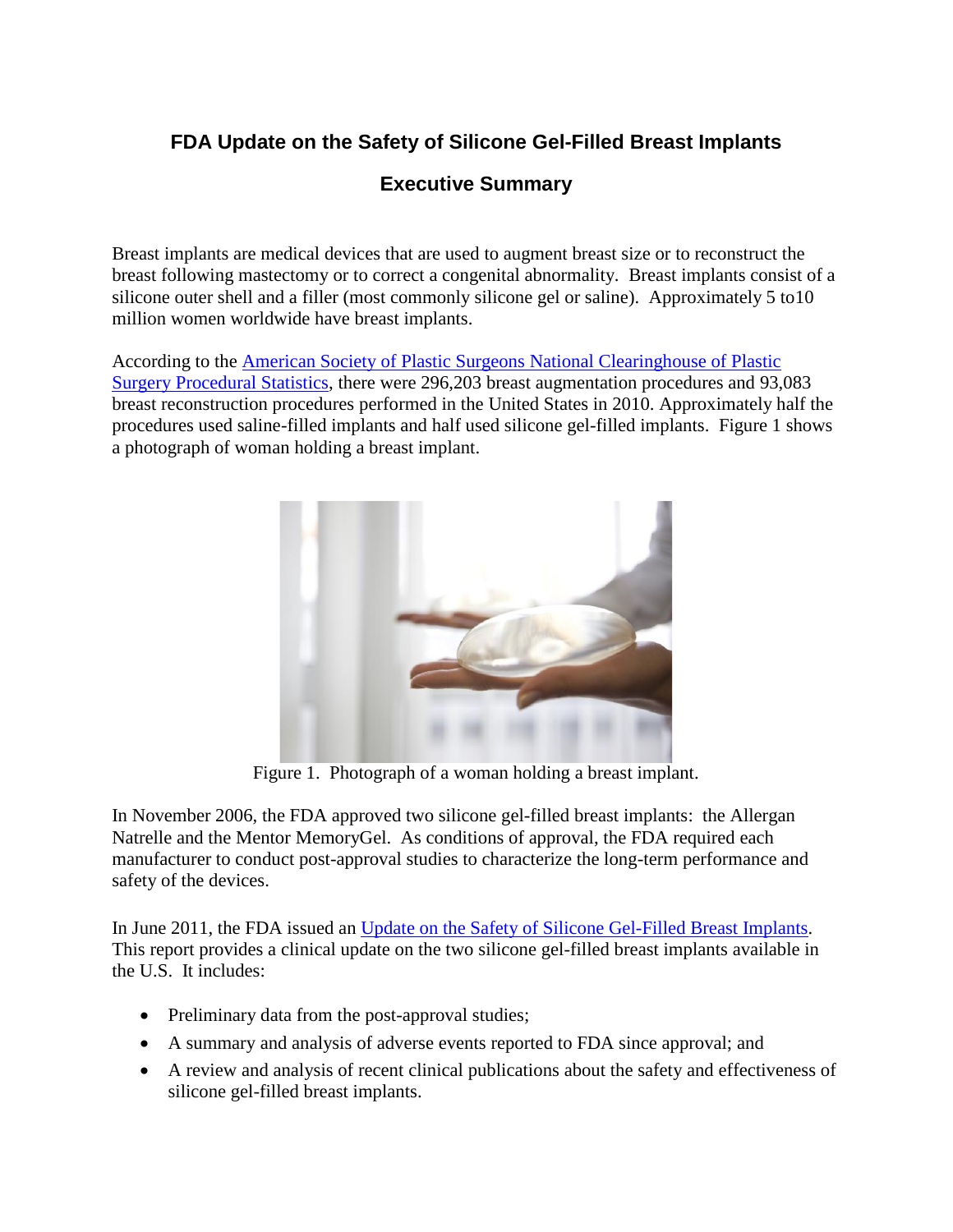# FDA Update on the Safety of Silicone Gel-Filled Breast Implants

## Executive Summary

Breast implants are medical devices that are used to augment breast size or to reconstruct the breast following mastectomy or to correct a congenital abnormality. Breast implants consist of a silicone outer shell and a filler (most commonly silicone gel or saline). Approximately 5 to10 million women worldwide have breast implants.

According to the American Society of Plastic Surgeons National Clearinghouse of Plastic Surgery Procedural Statistics, there were 296,203 breast augmentation procedures and 93,083 breast reconstruction procedures performed in the United States in 2010. Approximately half the procedures used saline-filled implants and half used silicone gel-filled implants. Figure 1 shows a photograph of woman holding a breast implant.

Figure 1. Photograph of a woman holding a breast implant.

In November 2006, the FDA approved two silicone gel-filled breast implants: the Allergan Natrelle and the Mentor MemoryGel. As conditions of approval, the FDA required each manufacturer to conduct post-approval studies to characterize the long-term performance and safety of the devices.

In June 2011, the FDA issued an Update on the Safety of Silicone Gel-Filled Breast Implants. This report provides a clinical update on the two silicone gel-filled breast implants available in the U.S. It includes:

- Preliminary data from the post-approval studies;
- A summary and analysis of adverse events reported to FDA since approval; and
- A review and analysis of recent clinical publications about the safety and effectiveness of silicone gel-filled breast implants.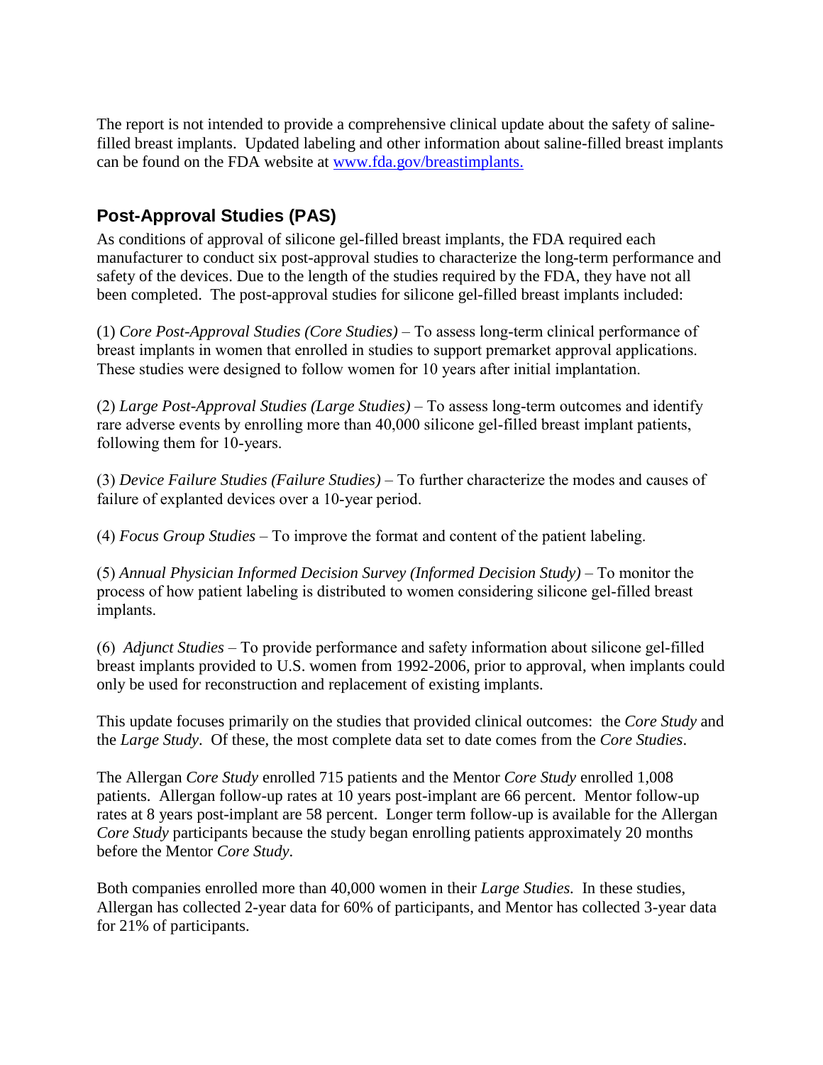The report is not intended to provide a comprehensive clinical update about the safety of saline-filled breast implants. Updated labeling and other information about saline-filled breast implants can be found on the FDA website at [www.fda.gov/breastimplants.](www.fda.gov/breastimplants)

## Post-Approval Studies (PAS)

As conditions of approval of silicone gel-filled breast implants, the FDA required each manufacturer to conduct six post-approval studies to characterize the long-term performance and safety of the devices. Due to the length of the studies required by the FDA, they have not all been completed. The post-approval studies for silicone gel-filled breast implants included:

(1) *Core Post-Approval Studies (Core Studies)* – To assess long-term clinical performance of breast implants in women that enrolled in studies to support premarket approval applications. These studies were designed to follow women for 10 years after initial implantation.

(2) *Large Post-Approval Studies (Large Studies)* – To assess long-term outcomes and identify rare adverse events by enrolling more than 40,000 silicone gel-filled breast implant patients, following them for 10-years.

(3) *Device Failure Studies (Failure Studies)* – To further characterize the modes and causes of failure of explanted devices over a 10-year period.

(4) *Focus Group Studies* – To improve the format and content of the patient labeling.

(5) *Annual Physician Informed Decision Survey (Informed Decision Study)* – To monitor the process of how patient labeling is distributed to women considering silicone gel-filled breast implants.

(6) *Adjunct Studies* – To provide performance and safety information about silicone gel-filled breast implants provided to U.S. women from 1992-2006, prior to approval, when implants could only be used for reconstruction and replacement of existing implants.

This update focuses primarily on the studies that provided clinical outcomes: the *Core Study* and the *Large Study*. Of these, the most complete data set to date comes from the *Core Studies*.

The Allergan *Core Study* enrolled 715 patients and the Mentor *Core Study* enrolled 1,008 patients. Allergan follow-up rates at 10 years post-implant are 66 percent. Mentor follow-up rates at 8 years post-implant are 58 percent. Longer term follow-up is available for the Allergan *Core Study* participants because the study began enrolling patients approximately 20 months before the Mentor *Core Study*.

Both companies enrolled more than 40,000 women in their *Large Studies.* In these studies, Allergan has collected 2-year data for 60% of participants, and Mentor has collected 3-year data for 21% of participants.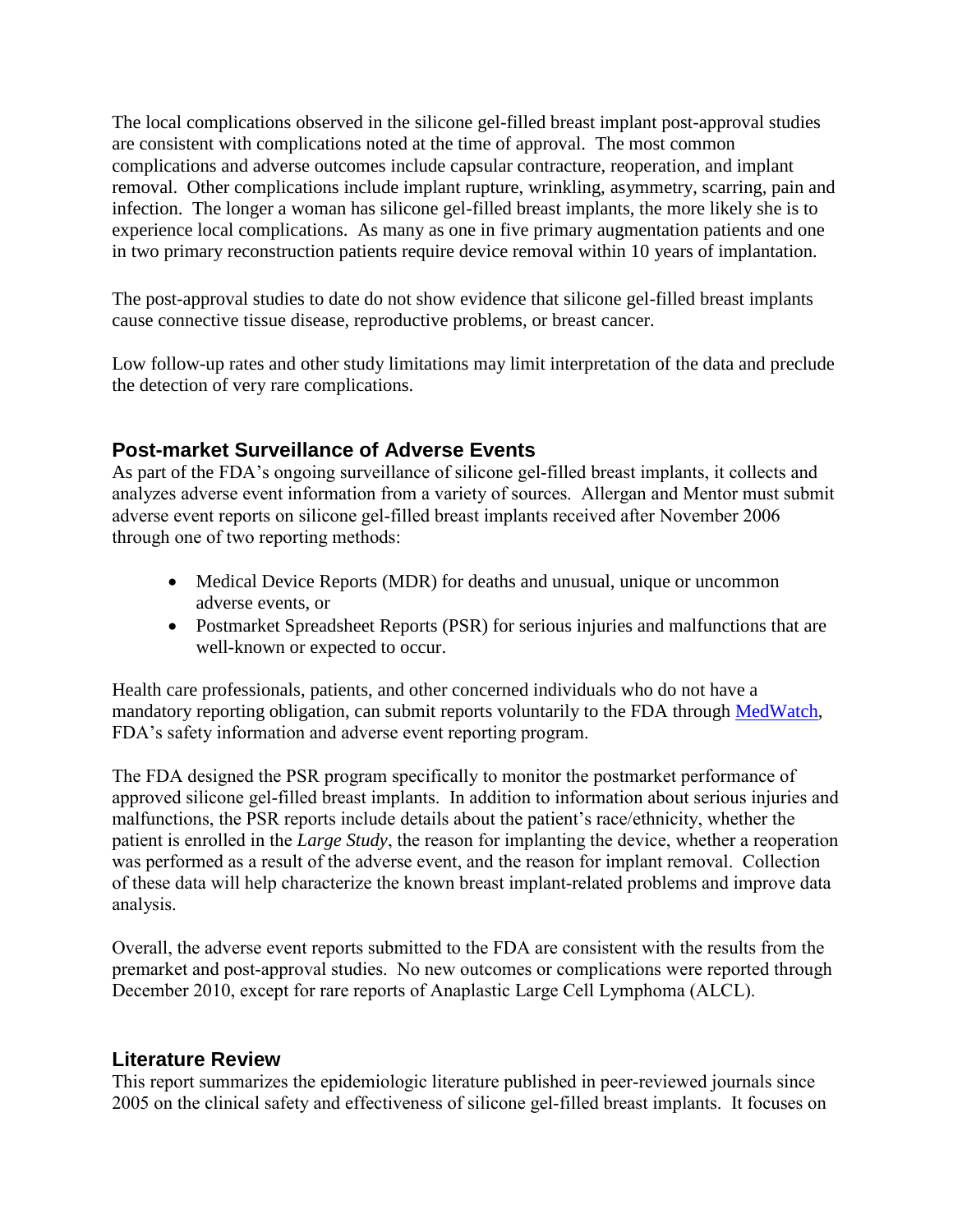The local complications observed in the silicone gel-filled breast implant post-approval studies are consistent with complications noted at the time of approval. The most common complications and adverse outcomes include capsular contracture, reoperation, and implant removal. Other complications include implant rupture, wrinkling, asymmetry, scarring, pain and infection. The longer a woman has silicone gel-filled breast implants, the more likely she is to experience local complications. As many as one in five primary augmentation patients and one in two primary reconstruction patients require device removal within 10 years of implantation.

The post-approval studies to date do not show evidence that silicone gel-filled breast implants cause connective tissue disease, reproductive problems, or breast cancer.

Low follow-up rates and other study limitations may limit interpretation of the data and preclude the detection of very rare complications.

## Post-market Surveillance of Adverse Events

As part of the FDA's ongoing surveillance of silicone gel-filled breast implants, it collects and analyzes adverse event information from a variety of sources. Allergan and Mentor must submit adverse event reports on silicone gel-filled breast implants received after November 2006 through one of two reporting methods:

- Medical Device Reports (MDR) for deaths and unusual, unique or uncommon adverse events, or
- Postmarket Spreadsheet Reports (PSR) for serious injuries and malfunctions that are well-known or expected to occur.

Health care professionals, patients, and other concerned individuals who do not have a mandatory reporting obligation, can submit reports voluntarily to the FDA through MedWatch, FDA's safety information and adverse event reporting program.

The FDA designed the PSR program specifically to monitor the postmarket performance of approved silicone gel-filled breast implants. In addition to information about serious injuries and malfunctions, the PSR reports include details about the patient's race/ethnicity, whether the patient is enrolled in the *Large Study*, the reason for implanting the device, whether a reoperation was performed as a result of the adverse event, and the reason for implant removal. Collection of these data will help characterize the known breast implant-related problems and improve data analysis.

Overall, the adverse event reports submitted to the FDA are consistent with the results from the premarket and post-approval studies. No new outcomes or complications were reported through December 2010, except for rare reports of Anaplastic Large Cell Lymphoma (ALCL).

## Literature Review

This report summarizes the epidemiologic literature published in peer-reviewed journals since 2005 on the clinical safety and effectiveness of silicone gel-filled breast implants. It focuses on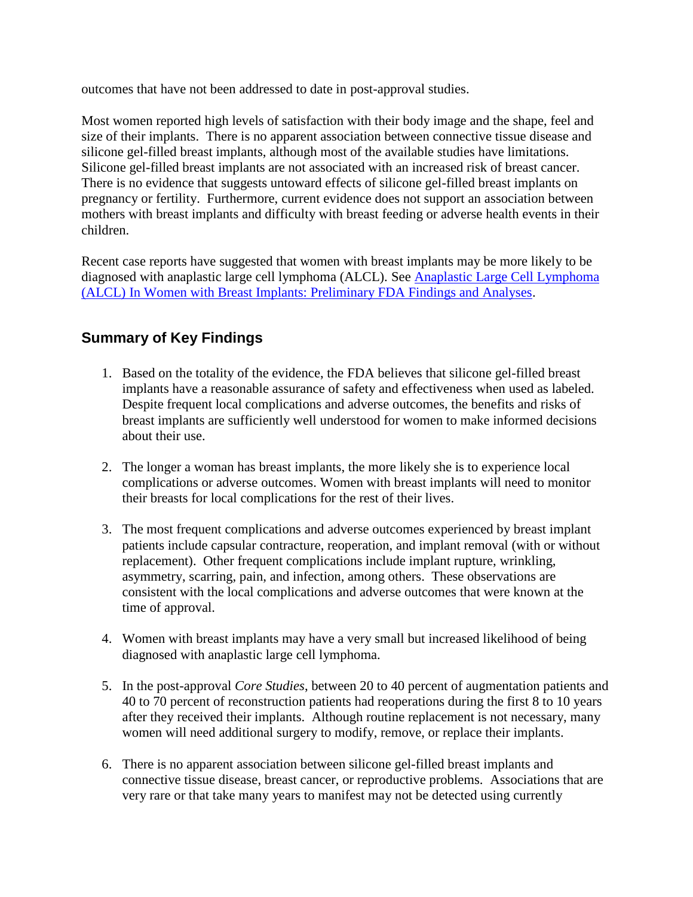outcomes that have not been addressed to date in post-approval studies.

Most women reported high levels of satisfaction with their body image and the shape, feel and size of their implants. There is no apparent association between connective tissue disease and silicone gel-filled breast implants, although most of the available studies have limitations. Silicone gel-filled breast implants are not associated with an increased risk of breast cancer. There is no evidence that suggests untoward effects of silicone gel-filled breast implants on pregnancy or fertility. Furthermore, current evidence does not support an association between mothers with breast implants and difficulty with breast feeding or adverse health events in their children.

Recent case reports have suggested that women with breast implants may be more likely to be diagnosed with anaplastic large cell lymphoma (ALCL). See [Anaplastic Large Cell Lymphoma (ALCL) In Women with Breast Implants: Preliminary FDA Findings and Analyses]().

## Summary of Key Findings

1. Based on the totality of the evidence, the FDA believes that silicone gel-filled breast implants have a reasonable assurance of safety and effectiveness when used as labeled. Despite frequent local complications and adverse outcomes, the benefits and risks of breast implants are sufficiently well understood for women to make informed decisions about their use.

2. The longer a woman has breast implants, the more likely she is to experience local complications or adverse outcomes. Women with breast implants will need to monitor their breasts for local complications for the rest of their lives.

3. The most frequent complications and adverse outcomes experienced by breast implant patients include capsular contracture, reoperation, and implant removal (with or without replacement). Other frequent complications include implant rupture, wrinkling, asymmetry, scarring, pain, and infection, among others. These observations are consistent with the local complications and adverse outcomes that were known at the time of approval.

4. Women with breast implants may have a very small but increased likelihood of being diagnosed with anaplastic large cell lymphoma.

5. In the post-approval *Core Studies*, between 20 to 40 percent of augmentation patients and 40 to 70 percent of reconstruction patients had reoperations during the first 8 to 10 years after they received their implants. Although routine replacement is not necessary, many women will need additional surgery to modify, remove, or replace their implants.

6. There is no apparent association between silicone gel-filled breast implants and connective tissue disease, breast cancer, or reproductive problems. Associations that are very rare or that take many years to manifest may not be detected using currently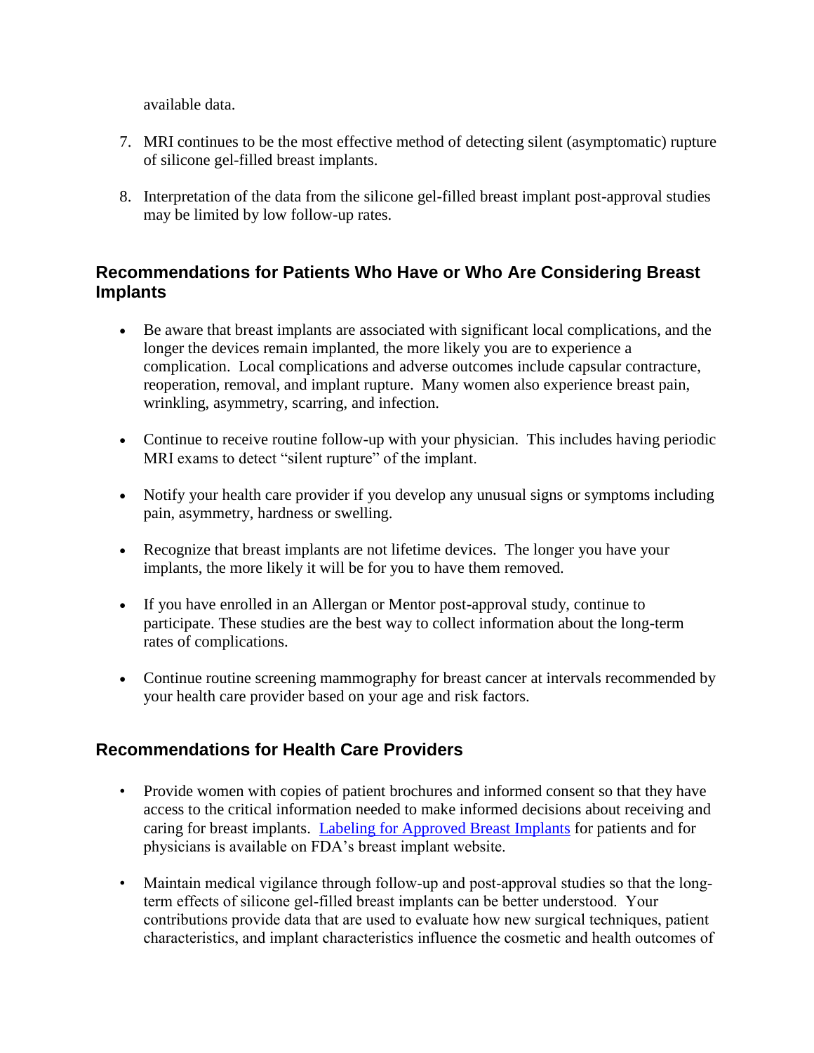available data.

7. MRI continues to be the most effective method of detecting silent (asymptomatic) rupture of silicone gel-filled breast implants.

8. Interpretation of the data from the silicone gel-filled breast implant post-approval studies may be limited by low follow-up rates.

## Recommendations for Patients Who Have or Who Are Considering Breast Implants

- Be aware that breast implants are associated with significant local complications, and the longer the devices remain implanted, the more likely you are to experience a complication. Local complications and adverse outcomes include capsular contracture, reoperation, removal, and implant rupture. Many women also experience breast pain, wrinkling, asymmetry, scarring, and infection.

- Continue to receive routine follow-up with your physician. This includes having periodic MRI exams to detect "silent rupture" of the implant.

- Notify your health care provider if you develop any unusual signs or symptoms including pain, asymmetry, hardness or swelling.

- Recognize that breast implants are not lifetime devices. The longer you have your implants, the more likely it will be for you to have them removed.

- If you have enrolled in an Allergan or Mentor post-approval study, continue to participate. These studies are the best way to collect information about the long-term rates of complications.

- Continue routine screening mammography for breast cancer at intervals recommended by your health care provider based on your age and risk factors.

## Recommendations for Health Care Providers

- Provide women with copies of patient brochures and informed consent so that they have access to the critical information needed to make informed decisions about receiving and caring for breast implants. Labeling for Approved Breast Implants for patients and for physicians is available on FDA's breast implant website.

- Maintain medical vigilance through follow-up and post-approval studies so that the long-term effects of silicone gel-filled breast implants can be better understood. Your contributions provide data that are used to evaluate how new surgical techniques, patient characteristics, and implant characteristics influence the cosmetic and health outcomes of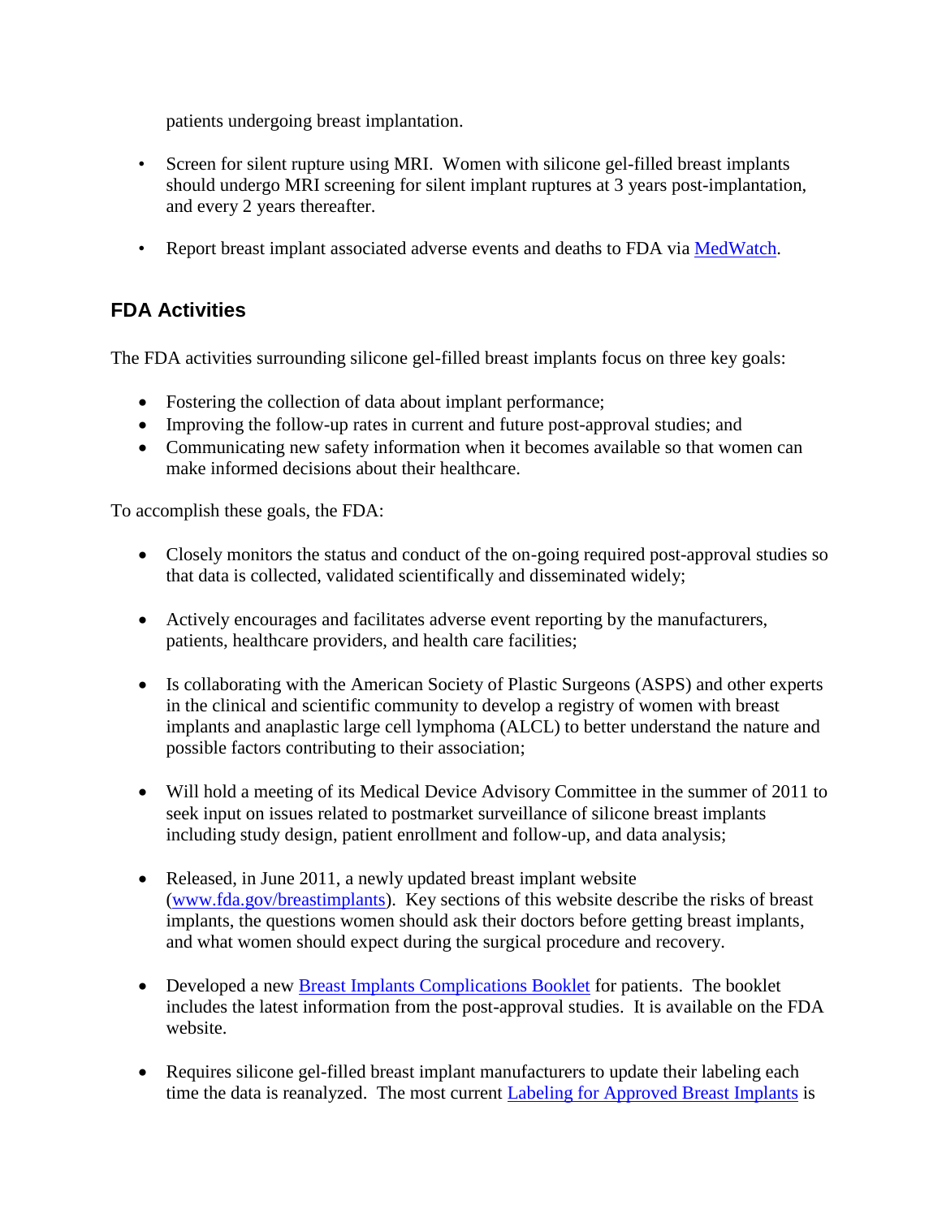patients undergoing breast implantation.

- Screen for silent rupture using MRI. Women with silicone gel-filled breast implants should undergo MRI screening for silent implant ruptures at 3 years post-implantation, and every 2 years thereafter.

- Report breast implant associated adverse events and deaths to FDA via [MedWatch](MedWatch).

## FDA Activities

The FDA activities surrounding silicone gel-filled breast implants focus on three key goals:

- Fostering the collection of data about implant performance;
- Improving the follow-up rates in current and future post-approval studies; and
- Communicating new safety information when it becomes available so that women can make informed decisions about their healthcare.

To accomplish these goals, the FDA:

- Closely monitors the status and conduct of the on-going required post-approval studies so that data is collected, validated scientifically and disseminated widely;

- Actively encourages and facilitates adverse event reporting by the manufacturers, patients, healthcare providers, and health care facilities;

- Is collaborating with the American Society of Plastic Surgeons (ASPS) and other experts in the clinical and scientific community to develop a registry of women with breast implants and anaplastic large cell lymphoma (ALCL) to better understand the nature and possible factors contributing to their association;

- Will hold a meeting of its Medical Device Advisory Committee in the summer of 2011 to seek input on issues related to postmarket surveillance of silicone breast implants including study design, patient enrollment and follow-up, and data analysis;

- Released, in June 2011, a newly updated breast implant website (www.fda.gov/breastimplants). Key sections of this website describe the risks of breast implants, the questions women should ask their doctors before getting breast implants, and what women should expect during the surgical procedure and recovery.

- Developed a new Breast Implants Complications Booklet for patients. The booklet includes the latest information from the post-approval studies. It is available on the FDA website.

- Requires silicone gel-filled breast implant manufacturers to update their labeling each time the data is reanalyzed. The most current Labeling for Approved Breast Implants is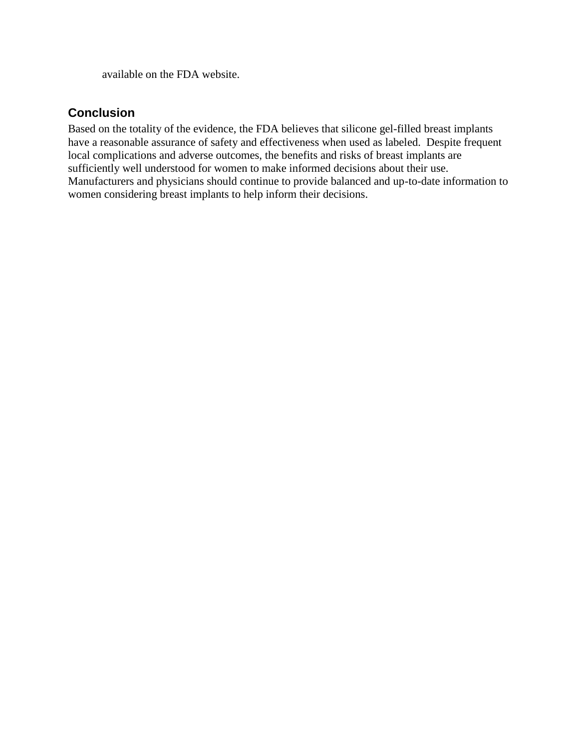available on the FDA website.

## Conclusion

Based on the totality of the evidence, the FDA believes that silicone gel-filled breast implants have a reasonable assurance of safety and effectiveness when used as labeled. Despite frequent local complications and adverse outcomes, the benefits and risks of breast implants are sufficiently well understood for women to make informed decisions about their use. Manufacturers and physicians should continue to provide balanced and up-to-date information to women considering breast implants to help inform their decisions.